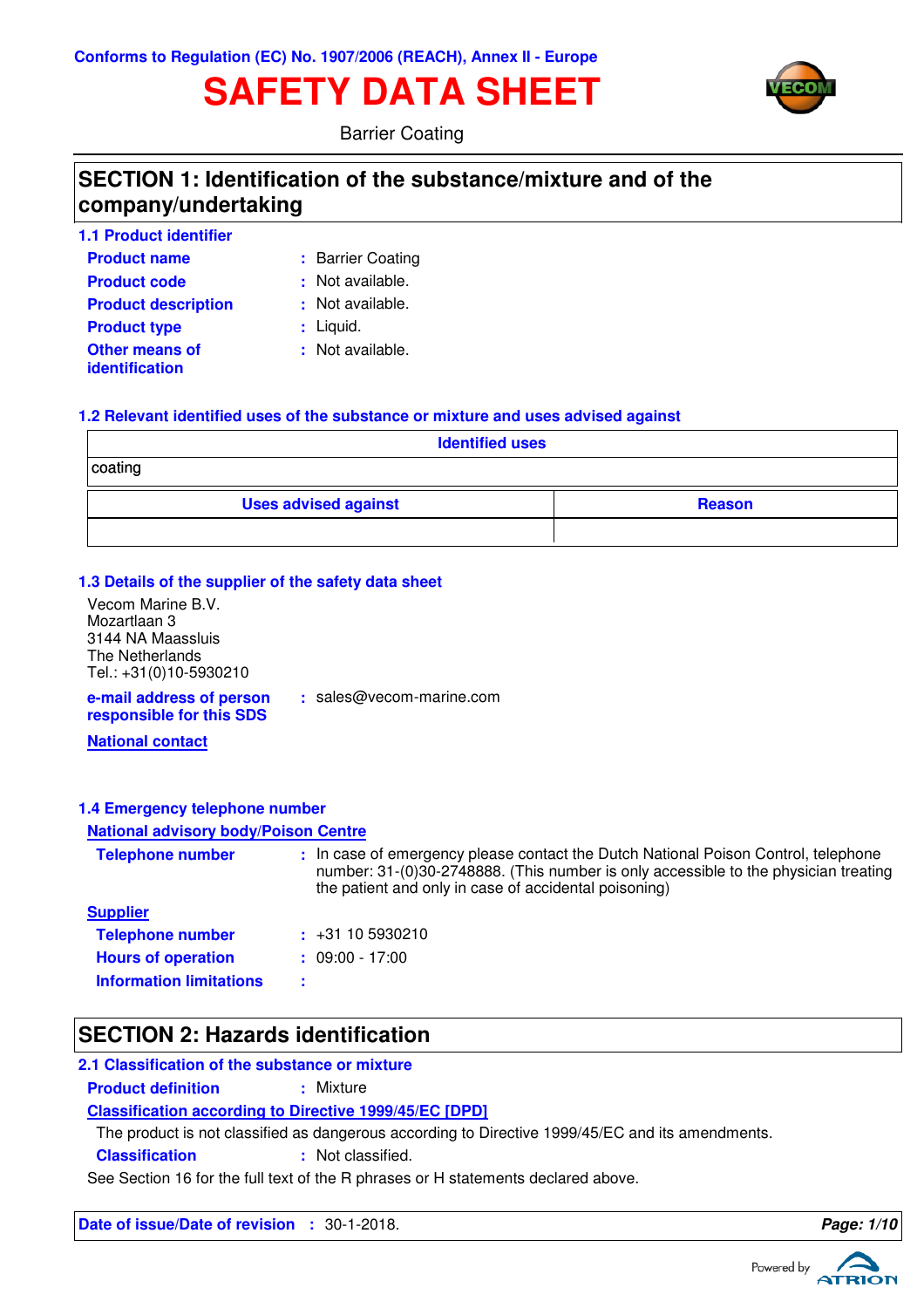Conforms to Regulation (EC) No. 1907/2006 (REACH), Annex II - Europe

# SAFETY DATA SHEET

Barrier Coating

## SECTION 1: Identification of the substance/mixture and of the company/undertaking

### 1.1 Product identifier

**Product name** : Barrier Coating

**Product code** : Not available.

**Product description** : Not available.

**Product type** : Liquid.

**Other means of identification** : Not available.

### 1.2 Relevant identified uses of the substance or mixture and uses advised against

| Identified uses |
|---|
| coating |

| Uses advised against | Reason |
|---|---|
| | |

### 1.3 Details of the supplier of the safety data sheet

Vecom Marine B.V.
Mozartlaan 3
3144 NA Maassluis
The Netherlands
Tel.: +31(0)10-5930210

**e-mail address of person responsible for this SDS** : sales@vecom-marine.com

**National contact**

### 1.4 Emergency telephone number

**National advisory body/Poison Centre**

**Telephone number** : In case of emergency please contact the Dutch National Poison Control, telephone number: 31-(0)30-2748888. (This number is only accessible to the physician treating the patient and only in case of accidental poisoning)

**Supplier**

**Telephone number** : +31 10 5930210

**Hours of operation** : 09:00 - 17:00

**Information limitations** :

## SECTION 2: Hazards identification

### 2.1 Classification of the substance or mixture

**Product definition** : Mixture

**Classification according to Directive 1999/45/EC [DPD]**

The product is not classified as dangerous according to Directive 1999/45/EC and its amendments.

**Classification** : Not classified.

See Section 16 for the full text of the R phrases or H statements declared above.

**Date of issue/Date of revision** : 30-1-2018.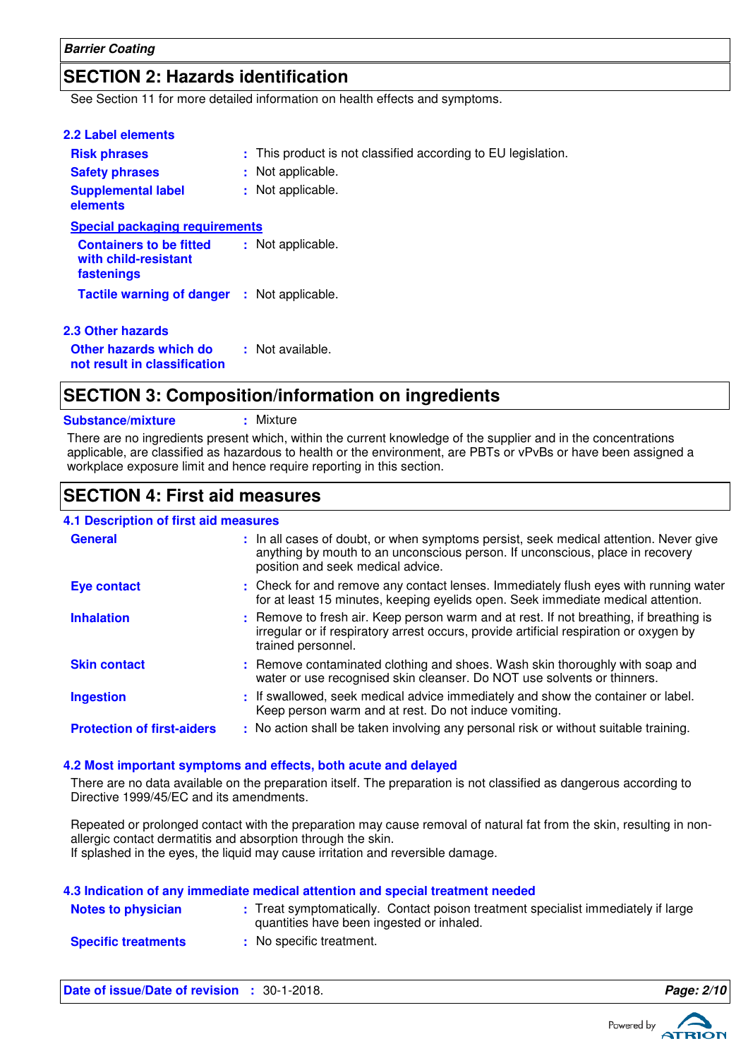## SECTION 2: Hazards identification

See Section 11 for more detailed information on health effects and symptoms.

### 2.2 Label elements

**Risk phrases** : This product is not classified according to EU legislation.

**Safety phrases** : Not applicable.

**Supplemental label elements** : Not applicable.

**Special packaging requirements**

**Containers to be fitted with child-resistant fastenings** : Not applicable.

**Tactile warning of danger** : Not applicable.

### 2.3 Other hazards

**Other hazards which do not result in classification** : Not available.

## SECTION 3: Composition/information on ingredients

**Substance/mixture** : Mixture

There are no ingredients present which, within the current knowledge of the supplier and in the concentrations applicable, are classified as hazardous to health or the environment, are PBTs or vPvBs or have been assigned a workplace exposure limit and hence require reporting in this section.

## SECTION 4: First aid measures

### 4.1 Description of first aid measures

**General** : In all cases of doubt, or when symptoms persist, seek medical attention. Never give anything by mouth to an unconscious person. If unconscious, place in recovery position and seek medical advice.

**Eye contact** : Check for and remove any contact lenses. Immediately flush eyes with running water for at least 15 minutes, keeping eyelids open. Seek immediate medical attention.

**Inhalation** : Remove to fresh air. Keep person warm and at rest. If not breathing, if breathing is irregular or if respiratory arrest occurs, provide artificial respiration or oxygen by trained personnel.

**Skin contact** : Remove contaminated clothing and shoes. Wash skin thoroughly with soap and water or use recognised skin cleanser. Do NOT use solvents or thinners.

**Ingestion** : If swallowed, seek medical advice immediately and show the container or label. Keep person warm and at rest. Do not induce vomiting.

**Protection of first-aiders** : No action shall be taken involving any personal risk or without suitable training.

### 4.2 Most important symptoms and effects, both acute and delayed

There are no data available on the preparation itself. The preparation is not classified as dangerous according to Directive 1999/45/EC and its amendments.

Repeated or prolonged contact with the preparation may cause removal of natural fat from the skin, resulting in non-allergic contact dermatitis and absorption through the skin.
If splashed in the eyes, the liquid may cause irritation and reversible damage.

### 4.3 Indication of any immediate medical attention and special treatment needed

**Notes to physician** : Treat symptomatically. Contact poison treatment specialist immediately if large quantities have been ingested or inhaled.

**Specific treatments** : No specific treatment.

**Date of issue/Date of revision** : 30-1-2018.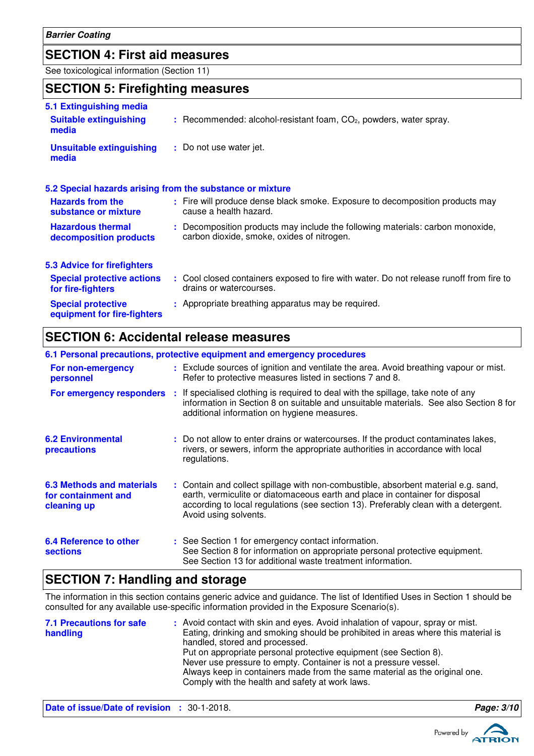## SECTION 4: First aid measures

See toxicological information (Section 11)

## SECTION 5: Firefighting measures

### 5.1 Extinguishing media

**Suitable extinguishing media** : Recommended: alcohol-resistant foam, $CO_2$, powders, water spray.

**Unsuitable extinguishing media** : Do not use water jet.

### 5.2 Special hazards arising from the substance or mixture

**Hazards from the substance or mixture** : Fire will produce dense black smoke. Exposure to decomposition products may cause a health hazard.

**Hazardous thermal decomposition products** : Decomposition products may include the following materials: carbon monoxide, carbon dioxide, smoke, oxides of nitrogen.

### 5.3 Advice for firefighters

**Special protective actions for fire-fighters** : Cool closed containers exposed to fire with water. Do not release runoff from fire to drains or watercourses.

**Special protective equipment for fire-fighters** : Appropriate breathing apparatus may be required.

## SECTION 6: Accidental release measures

### 6.1 Personal precautions, protective equipment and emergency procedures

**For non-emergency personnel** : Exclude sources of ignition and ventilate the area. Avoid breathing vapour or mist. Refer to protective measures listed in sections 7 and 8.

**For emergency responders** : If specialised clothing is required to deal with the spillage, take note of any information in Section 8 on suitable and unsuitable materials. See also Section 8 for additional information on hygiene measures.

### 6.2 Environmental precautions

: Do not allow to enter drains or watercourses. If the product contaminates lakes, rivers, or sewers, inform the appropriate authorities in accordance with local regulations.

### 6.3 Methods and materials for containment and cleaning up

: Contain and collect spillage with non-combustible, absorbent material e.g. sand, earth, vermiculite or diatomaceous earth and place in container for disposal according to local regulations (see section 13). Preferably clean with a detergent. Avoid using solvents.

### 6.4 Reference to other sections

: See Section 1 for emergency contact information.
See Section 8 for information on appropriate personal protective equipment.
See Section 13 for additional waste treatment information.

## SECTION 7: Handling and storage

The information in this section contains generic advice and guidance. The list of Identified Uses in Section 1 should be consulted for any available use-specific information provided in the Exposure Scenario(s).

### 7.1 Precautions for safe handling

: Avoid contact with skin and eyes. Avoid inhalation of vapour, spray or mist.
Eating, drinking and smoking should be prohibited in areas where this material is handled, stored and processed.
Put on appropriate personal protective equipment (see Section 8).
Never use pressure to empty. Container is not a pressure vessel.
Always keep in containers made from the same material as the original one.
Comply with the health and safety at work laws.

**Date of issue/Date of revision** : 30-1-2018.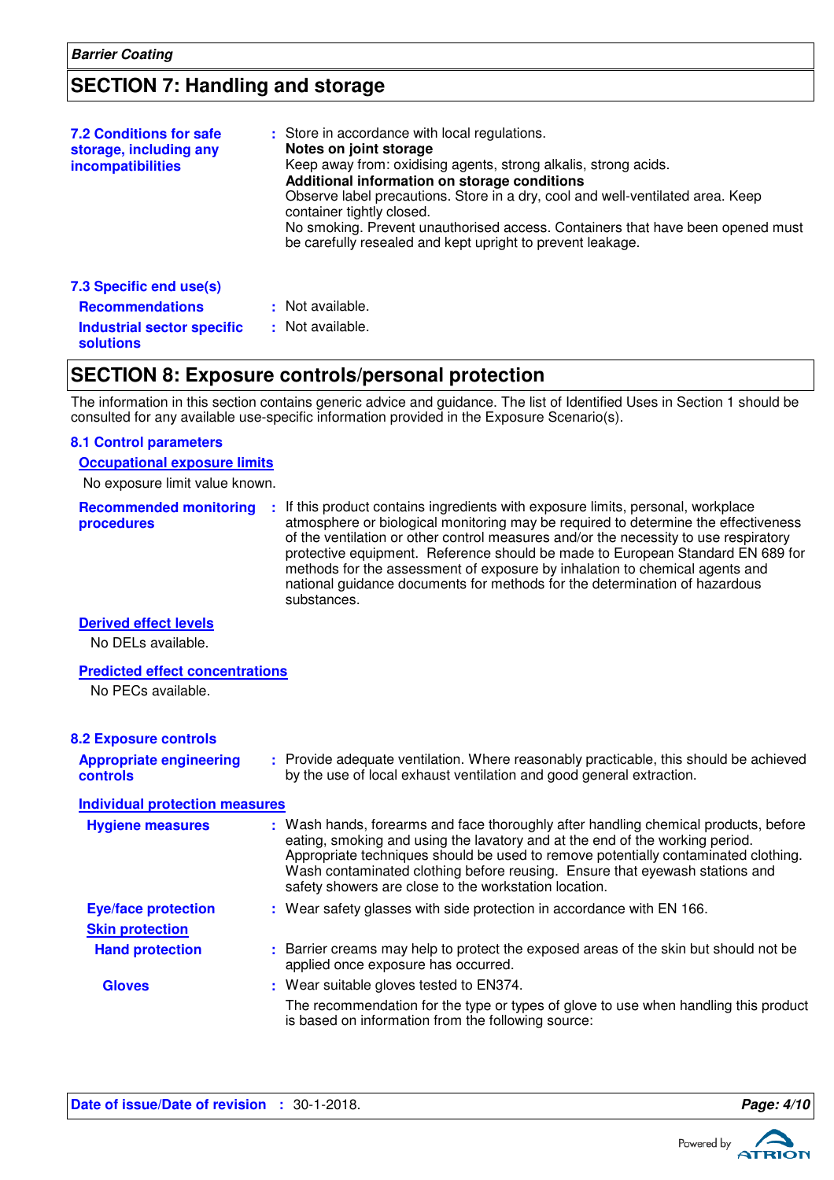## SECTION 7: Handling and storage

**7.2 Conditions for safe storage, including any incompatibilities**
: Store in accordance with local regulations.
**Notes on joint storage**
Keep away from: oxidising agents, strong alkalis, strong acids.
**Additional information on storage conditions**
Observe label precautions. Store in a dry, cool and well-ventilated area. Keep container tightly closed.
No smoking. Prevent unauthorised access. Containers that have been opened must be carefully resealed and kept upright to prevent leakage.

**7.3 Specific end use(s)**

**Recommendations** : Not available.

**Industrial sector specific solutions** : Not available.

## SECTION 8: Exposure controls/personal protection

The information in this section contains generic advice and guidance. The list of Identified Uses in Section 1 should be consulted for any available use-specific information provided in the Exposure Scenario(s).

**8.1 Control parameters**

**Occupational exposure limits**

No exposure limit value known.

**Recommended monitoring procedures** : If this product contains ingredients with exposure limits, personal, workplace atmosphere or biological monitoring may be required to determine the effectiveness of the ventilation or other control measures and/or the necessity to use respiratory protective equipment. Reference should be made to European Standard EN 689 for methods for the assessment of exposure by inhalation to chemical agents and national guidance documents for methods for the determination of hazardous substances.

**Derived effect levels**

No DELs available.

**Predicted effect concentrations**

No PECs available.

**8.2 Exposure controls**

**Appropriate engineering controls** : Provide adequate ventilation. Where reasonably practicable, this should be achieved by the use of local exhaust ventilation and good general extraction.

**Individual protection measures**

**Hygiene measures** : Wash hands, forearms and face thoroughly after handling chemical products, before eating, smoking and using the lavatory and at the end of the working period. Appropriate techniques should be used to remove potentially contaminated clothing. Wash contaminated clothing before reusing. Ensure that eyewash stations and safety showers are close to the workstation location.

**Eye/face protection** : Wear safety glasses with side protection in accordance with EN 166.

**Skin protection**

**Hand protection** : Barrier creams may help to protect the exposed areas of the skin but should not be applied once exposure has occurred.

**Gloves** : Wear suitable gloves tested to EN374.

The recommendation for the type or types of glove to use when handling this product is based on information from the following source: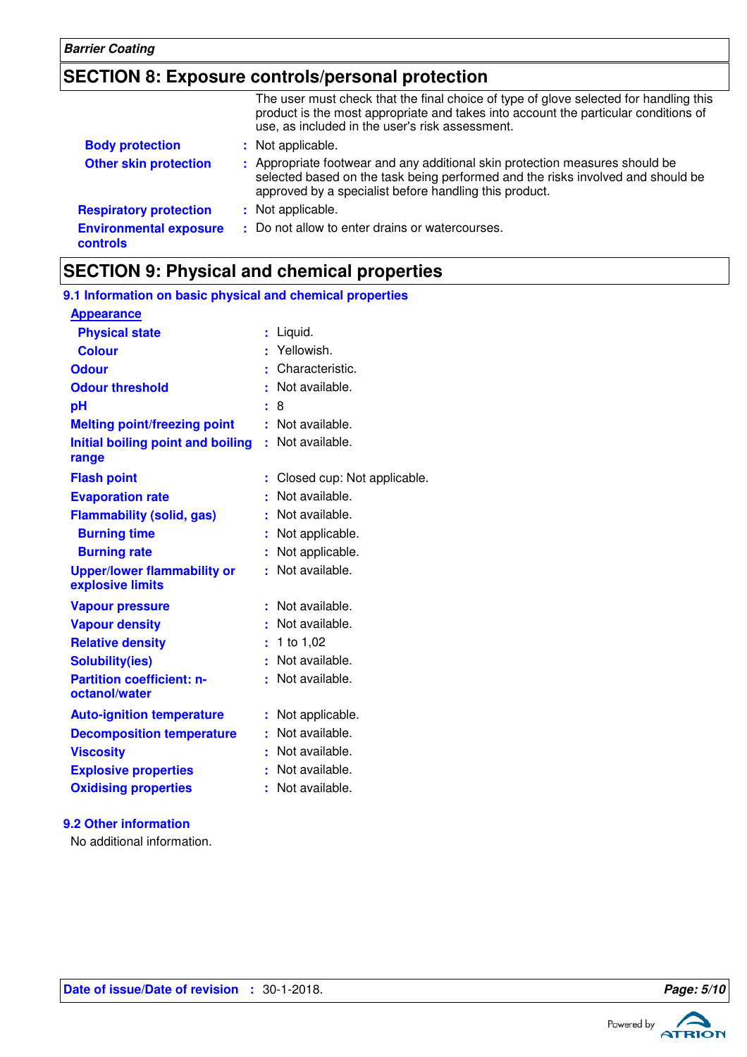## SECTION 8: Exposure controls/personal protection

The user must check that the final choice of type of glove selected for handling this product is the most appropriate and takes into account the particular conditions of use, as included in the user's risk assessment.

**Body protection** : Not applicable.

**Other skin protection** : Appropriate footwear and any additional skin protection measures should be selected based on the task being performed and the risks involved and should be approved by a specialist before handling this product.

**Respiratory protection** : Not applicable.

**Environmental exposure controls** : Do not allow to enter drains or watercourses.

## SECTION 9: Physical and chemical properties

### 9.1 Information on basic physical and chemical properties

**Appearance**

| Property | Value |
|---|---|
| Physical state | Liquid. |
| Colour | Yellowish. |
| Odour | Characteristic. |
| Odour threshold | Not available. |
| pH | 8 |
| Melting point/freezing point | Not available. |
| Initial boiling point and boiling range | Not available. |
| Flash point | Closed cup: Not applicable. |
| Evaporation rate | Not available. |
| Flammability (solid, gas) | Not available. |
| Burning time | Not applicable. |
| Burning rate | Not applicable. |
| Upper/lower flammability or explosive limits | Not available. |
| Vapour pressure | Not available. |
| Vapour density | Not available. |
| Relative density | 1 to 1,02 |
| Solubility(ies) | Not available. |
| Partition coefficient: n-octanol/water | Not available. |
| Auto-ignition temperature | Not applicable. |
| Decomposition temperature | Not available. |
| Viscosity | Not available. |
| Explosive properties | Not available. |
| Oxidising properties | Not available. |

### 9.2 Other information

No additional information.

**Date of issue/Date of revision** : 30-1-2018.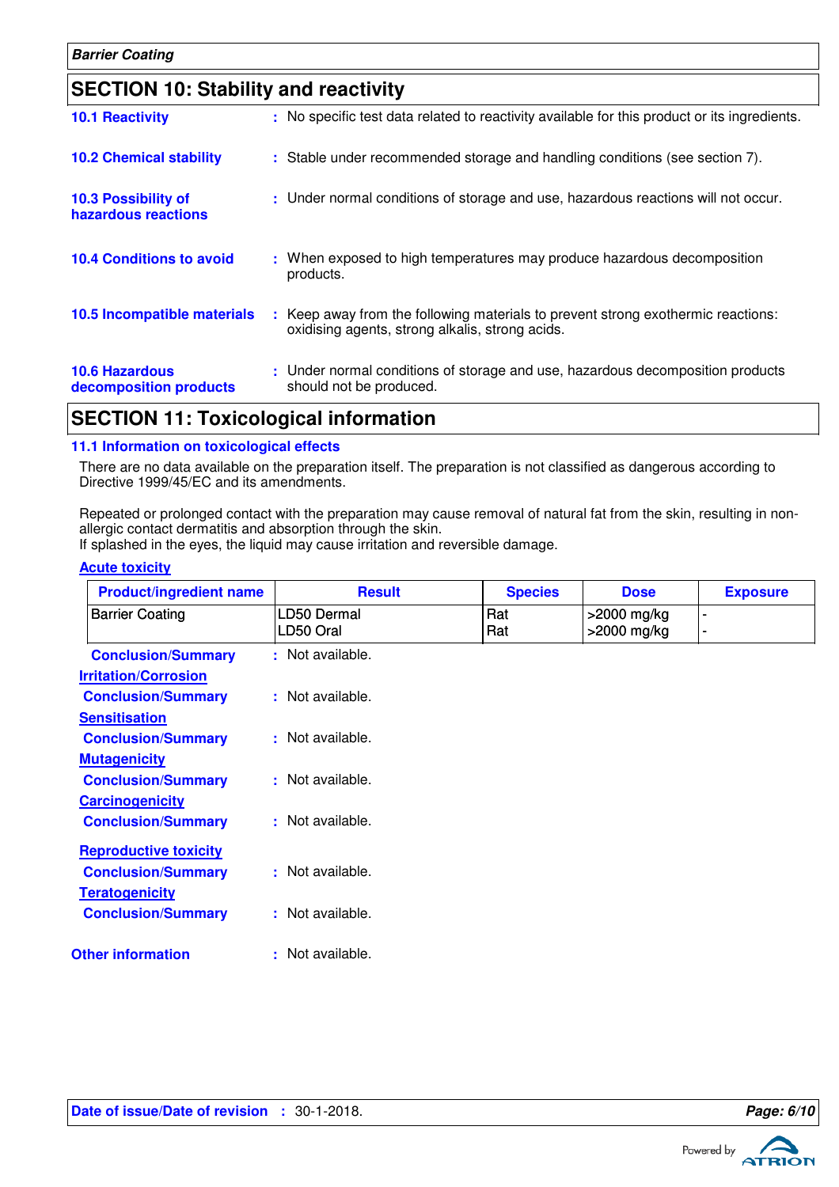## SECTION 10: Stability and reactivity

**10.1 Reactivity** : No specific test data related to reactivity available for this product or its ingredients.

**10.2 Chemical stability** : Stable under recommended storage and handling conditions (see section 7).

**10.3 Possibility of hazardous reactions** : Under normal conditions of storage and use, hazardous reactions will not occur.

**10.4 Conditions to avoid** : When exposed to high temperatures may produce hazardous decomposition products.

**10.5 Incompatible materials** : Keep away from the following materials to prevent strong exothermic reactions: oxidising agents, strong alkalis, strong acids.

**10.6 Hazardous decomposition products** : Under normal conditions of storage and use, hazardous decomposition products should not be produced.

## SECTION 11: Toxicological information

### 11.1 Information on toxicological effects

There are no data available on the preparation itself. The preparation is not classified as dangerous according to Directive 1999/45/EC and its amendments.

Repeated or prolonged contact with the preparation may cause removal of natural fat from the skin, resulting in non-allergic contact dermatitis and absorption through the skin.
If splashed in the eyes, the liquid may cause irritation and reversible damage.

**Acute toxicity**

| Product/ingredient name | Result | Species | Dose | Exposure |
|---|---|---|---|---|
| Barrier Coating | LD50 Dermal<br>LD50 Oral | Rat<br>Rat | >2000 mg/kg<br>>2000 mg/kg | -<br>- |

**Conclusion/Summary** : Not available.

**Irritation/Corrosion**

**Conclusion/Summary** : Not available.

**Sensitisation**

**Conclusion/Summary** : Not available.

**Mutagenicity**

**Conclusion/Summary** : Not available.

**Carcinogenicity**

**Conclusion/Summary** : Not available.

**Reproductive toxicity**

**Conclusion/Summary** : Not available.

**Teratogenicity**

**Conclusion/Summary** : Not available.

**Other information** : Not available.

**Date of issue/Date of revision** : 30-1-2018.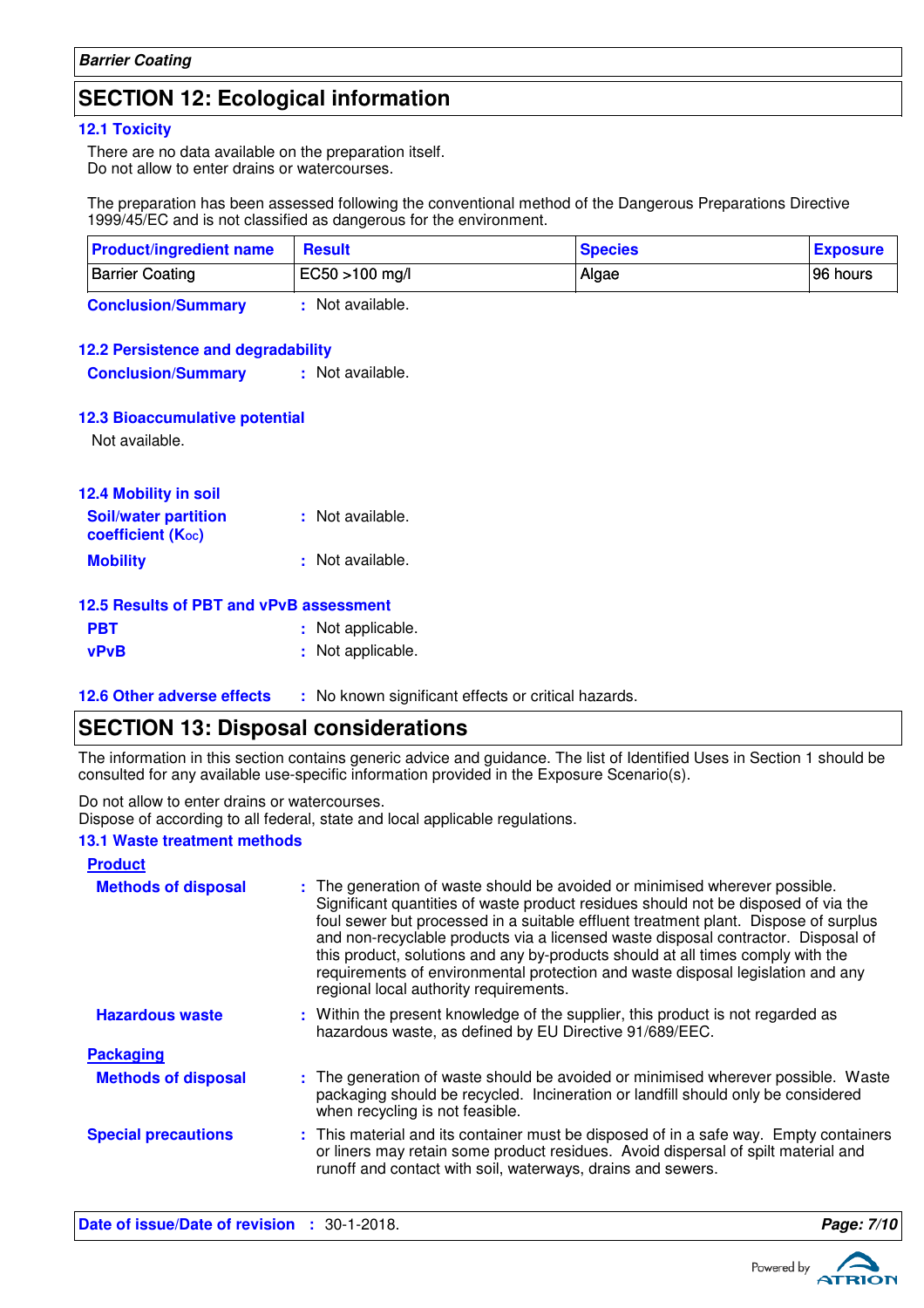## SECTION 12: Ecological information

### 12.1 Toxicity

There are no data available on the preparation itself.
Do not allow to enter drains or watercourses.

The preparation has been assessed following the conventional method of the Dangerous Preparations Directive 1999/45/EC and is not classified as dangerous for the environment.

| Product/ingredient name | Result | Species | Exposure |
|---|---|---|---|
| Barrier Coating | EC50 >100 mg/l | Algae | 96 hours |

**Conclusion/Summary** : Not available.

### 12.2 Persistence and degradability

**Conclusion/Summary** : Not available.

### 12.3 Bioaccumulative potential

Not available.

### 12.4 Mobility in soil

**Soil/water partition coefficient ($K_{OC}$)** : Not available.

**Mobility** : Not available.

### 12.5 Results of PBT and vPvB assessment

**PBT** : Not applicable.

**vPvB** : Not applicable.

### 12.6 Other adverse effects

: No known significant effects or critical hazards.

## SECTION 13: Disposal considerations

The information in this section contains generic advice and guidance. The list of Identified Uses in Section 1 should be consulted for any available use-specific information provided in the Exposure Scenario(s).

Do not allow to enter drains or watercourses.
Dispose of according to all federal, state and local applicable regulations.

### 13.1 Waste treatment methods

**Product**

**Methods of disposal** : The generation of waste should be avoided or minimised wherever possible. Significant quantities of waste product residues should not be disposed of via the foul sewer but processed in a suitable effluent treatment plant. Dispose of surplus and non-recyclable products via a licensed waste disposal contractor. Disposal of this product, solutions and any by-products should at all times comply with the requirements of environmental protection and waste disposal legislation and any regional local authority requirements.

**Hazardous waste** : Within the present knowledge of the supplier, this product is not regarded as hazardous waste, as defined by EU Directive 91/689/EEC.

**Packaging**

**Methods of disposal** : The generation of waste should be avoided or minimised wherever possible. Waste packaging should be recycled. Incineration or landfill should only be considered when recycling is not feasible.

**Special precautions** : This material and its container must be disposed of in a safe way. Empty containers or liners may retain some product residues. Avoid dispersal of spilt material and runoff and contact with soil, waterways, drains and sewers.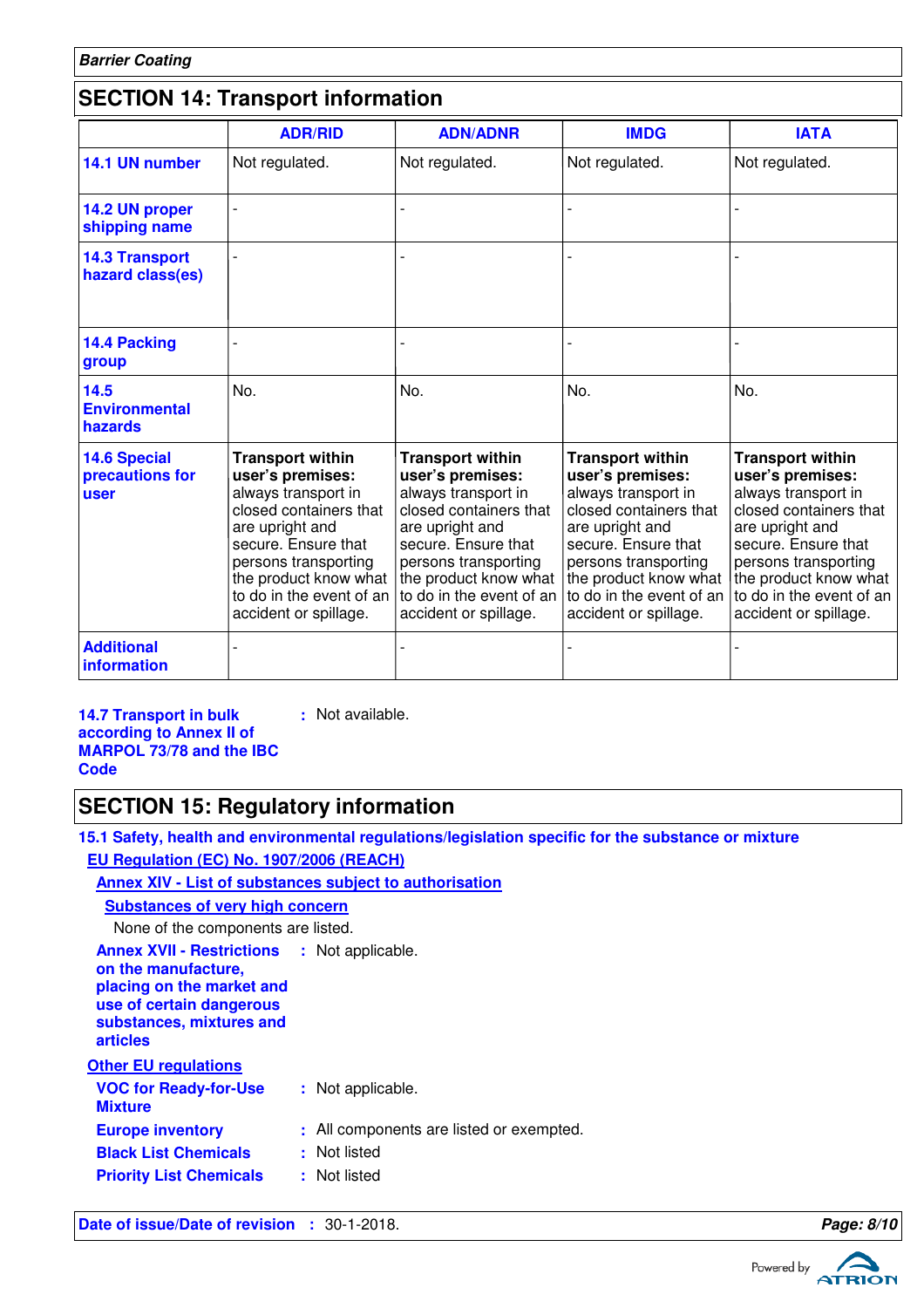## SECTION 14: Transport information

| | ADR/RID | ADN/ADNR | IMDG | IATA |
|---|---|---|---|---|
| **14.1 UN number** | Not regulated. | Not regulated. | Not regulated. | Not regulated. |
| **14.2 UN proper shipping name** | - | - | - | - |
| **14.3 Transport hazard class(es)** | - | - | - | - |
| **14.4 Packing group** | - | - | - | - |
| **14.5 Environmental hazards** | No. | No. | No. | No. |
| **14.6 Special precautions for user** | **Transport within user's premises:** always transport in closed containers that are upright and secure. Ensure that persons transporting the product know what to do in the event of an accident or spillage. | **Transport within user's premises:** always transport in closed containers that are upright and secure. Ensure that persons transporting the product know what to do in the event of an accident or spillage. | **Transport within user's premises:** always transport in closed containers that are upright and secure. Ensure that persons transporting the product know what to do in the event of an accident or spillage. | **Transport within user's premises:** always transport in closed containers that are upright and secure. Ensure that persons transporting the product know what to do in the event of an accident or spillage. |
| **Additional information** | - | - | - | - |

**14.7 Transport in bulk according to Annex II of MARPOL 73/78 and the IBC Code** : Not available.

## SECTION 15: Regulatory information

**15.1 Safety, health and environmental regulations/legislation specific for the substance or mixture**

**EU Regulation (EC) No. 1907/2006 (REACH)**

**Annex XIV - List of substances subject to authorisation**

**Substances of very high concern**

None of the components are listed.

**Annex XVII - Restrictions on the manufacture, placing on the market and use of certain dangerous substances, mixtures and articles** : Not applicable.

**Other EU regulations**

**VOC for Ready-for-Use Mixture** : Not applicable.

**Europe inventory** : All components are listed or exempted.

**Black List Chemicals** : Not listed

**Priority List Chemicals** : Not listed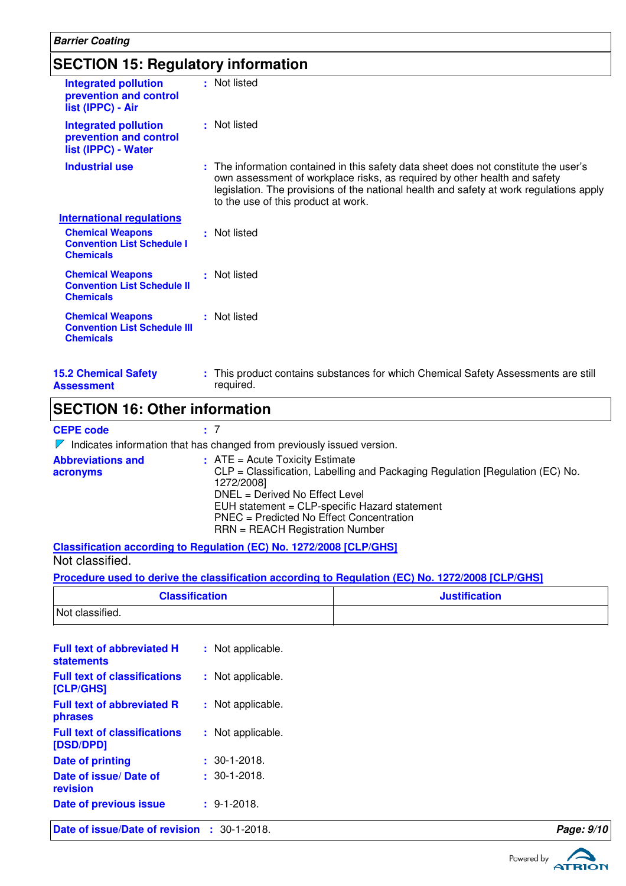## SECTION 15: Regulatory information

**Integrated pollution prevention and control list (IPPC) - Air** : Not listed

**Integrated pollution prevention and control list (IPPC) - Water** : Not listed

**Industrial use** : The information contained in this safety data sheet does not constitute the user's own assessment of workplace risks, as required by other health and safety legislation. The provisions of the national health and safety at work regulations apply to the use of this product at work.

### International regulations

**Chemical Weapons Convention List Schedule I Chemicals** : Not listed

**Chemical Weapons Convention List Schedule II Chemicals** : Not listed

**Chemical Weapons Convention List Schedule III Chemicals** : Not listed

**15.2 Chemical Safety Assessment** : This product contains substances for which Chemical Safety Assessments are still required.

## SECTION 16: Other information

**CEPE code** : 7

◤ Indicates information that has changed from previously issued version.

**Abbreviations and acronyms** : ATE = Acute Toxicity Estimate
CLP = Classification, Labelling and Packaging Regulation [Regulation (EC) No. 1272/2008]
DNEL = Derived No Effect Level
EUH statement = CLP-specific Hazard statement
PNEC = Predicted No Effect Concentration
RRN = REACH Registration Number

### Classification according to Regulation (EC) No. 1272/2008 [CLP/GHS]

Not classified.

### Procedure used to derive the classification according to Regulation (EC) No. 1272/2008 [CLP/GHS]

| Classification | Justification |
|---|---|
| Not classified. | |

**Full text of abbreviated H statements** : Not applicable.

**Full text of classifications [CLP/GHS]** : Not applicable.

**Full text of abbreviated R phrases** : Not applicable.

**Full text of classifications [DSD/DPD]** : Not applicable.

**Date of printing** : 30-1-2018.

**Date of issue/ Date of revision** : 30-1-2018.

**Date of previous issue** : 9-1-2018.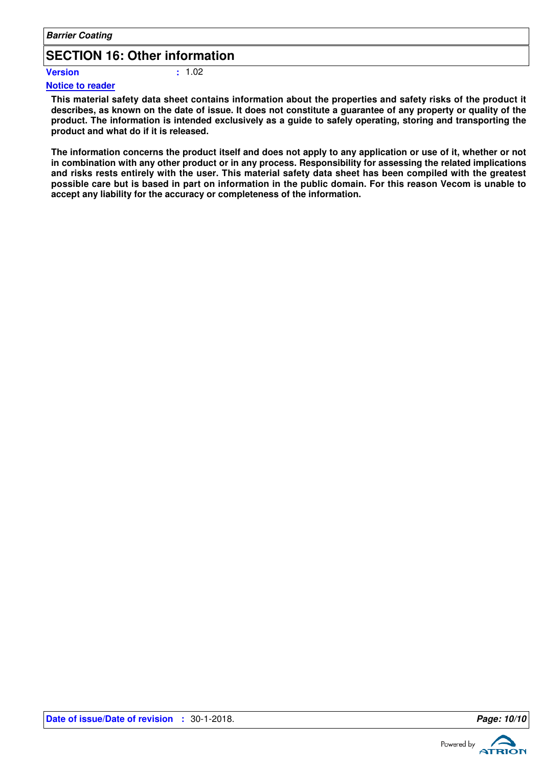## SECTION 16: Other information

**Version** : 1.02

**Notice to reader**

**This material safety data sheet contains information about the properties and safety risks of the product it describes, as known on the date of issue. It does not constitute a guarantee of any property or quality of the product. The information is intended exclusively as a guide to safely operating, storing and transporting the product and what do if it is released.**

**The information concerns the product itself and does not apply to any application or use of it, whether or not in combination with any other product or in any process. Responsibility for assessing the related implications and risks rests entirely with the user. This material safety data sheet has been compiled with the greatest possible care but is based in part on information in the public domain. For this reason Vecom is unable to accept any liability for the accuracy or completeness of the information.**

**Date of issue/Date of revision** : 30-1-2018.